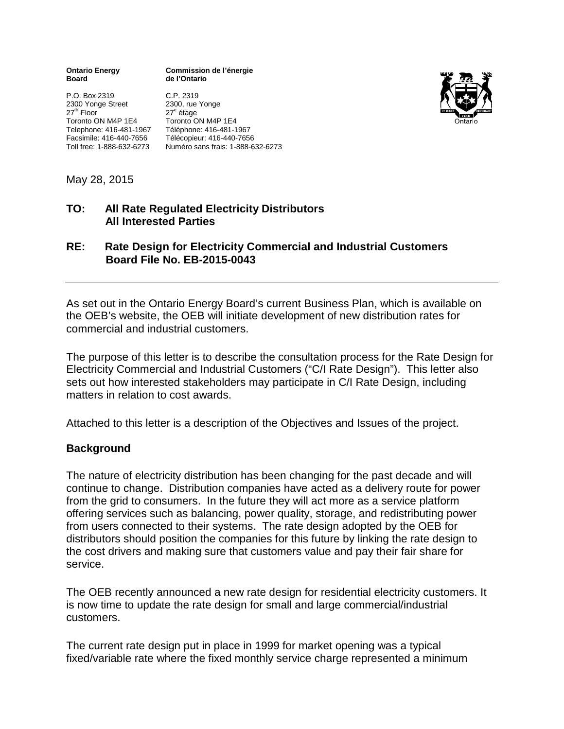**Ontario Energy Board**

P.O. Box 2319
2300 Yonge Street
27th Floor
Toronto ON M4P 1E4
Telephone: 416-481-1967
Facsimile: 416-440-7656
Toll free: 1-888-632-6273

**Commission de l'énergie de l'Ontario**

C.P. 2319
2300, rue Yonge
27e étage
Toronto ON M4P 1E4
Téléphone: 416-481-1967
Télécopieur: 416-440-7656
Numéro sans frais: 1-888-632-6273

May 28, 2015

**TO: All Rate Regulated Electricity Distributors**
**All Interested Parties**

**RE: Rate Design for Electricity Commercial and Industrial Customers**
**Board File No. EB-2015-0043**

---

As set out in the Ontario Energy Board's current Business Plan, which is available on the OEB's website, the OEB will initiate development of new distribution rates for commercial and industrial customers.

The purpose of this letter is to describe the consultation process for the Rate Design for Electricity Commercial and Industrial Customers ("C/I Rate Design"). This letter also sets out how interested stakeholders may participate in C/I Rate Design, including matters in relation to cost awards.

Attached to this letter is a description of the Objectives and Issues of the project.

## Background

The nature of electricity distribution has been changing for the past decade and will continue to change. Distribution companies have acted as a delivery route for power from the grid to consumers. In the future they will act more as a service platform offering services such as balancing, power quality, storage, and redistributing power from users connected to their systems. The rate design adopted by the OEB for distributors should position the companies for this future by linking the rate design to the cost drivers and making sure that customers value and pay their fair share for service.

The OEB recently announced a new rate design for residential electricity customers. It is now time to update the rate design for small and large commercial/industrial customers.

The current rate design put in place in 1999 for market opening was a typical fixed/variable rate where the fixed monthly service charge represented a minimum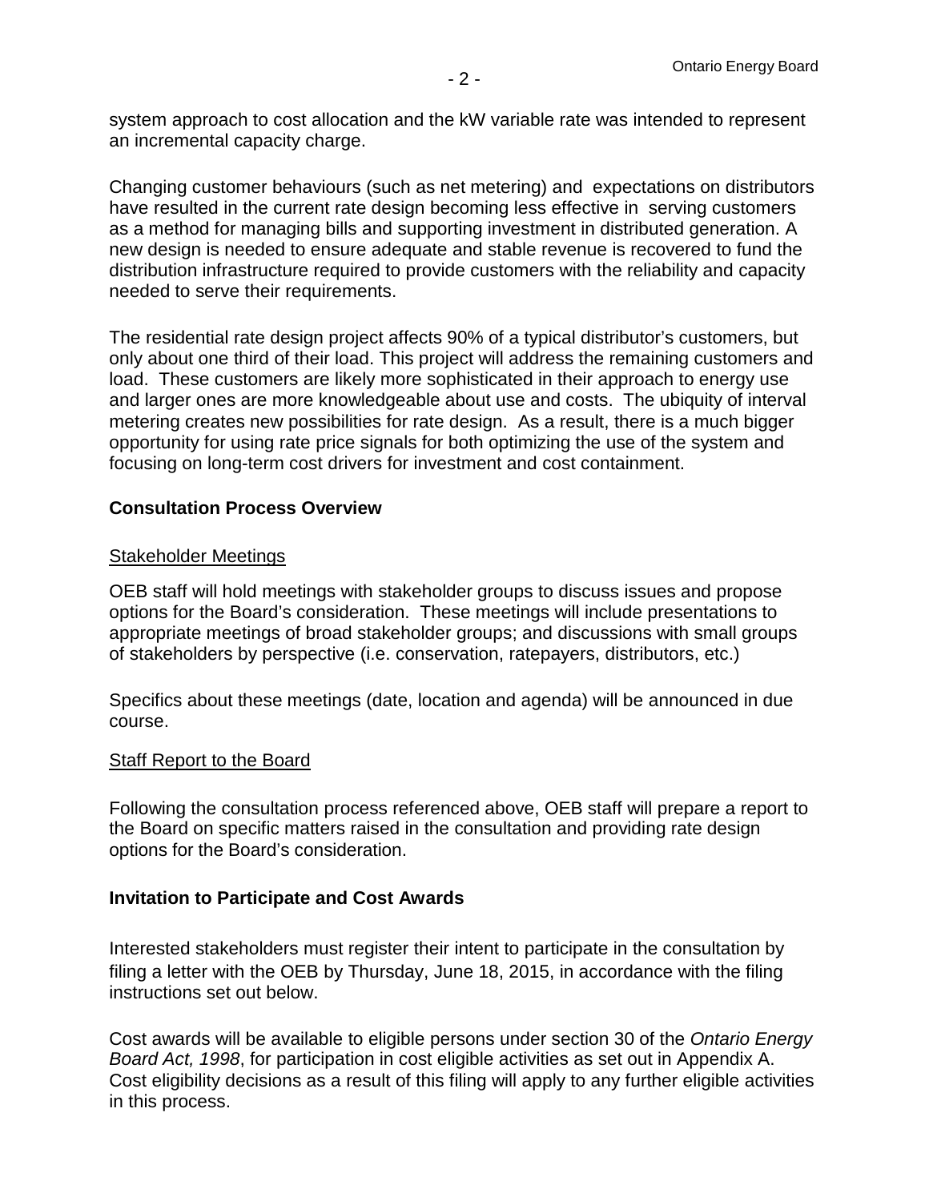system approach to cost allocation and the kW variable rate was intended to represent an incremental capacity charge.

Changing customer behaviours (such as net metering) and expectations on distributors have resulted in the current rate design becoming less effective in serving customers as a method for managing bills and supporting investment in distributed generation. A new design is needed to ensure adequate and stable revenue is recovered to fund the distribution infrastructure required to provide customers with the reliability and capacity needed to serve their requirements.

The residential rate design project affects 90% of a typical distributor's customers, but only about one third of their load. This project will address the remaining customers and load. These customers are likely more sophisticated in their approach to energy use and larger ones are more knowledgeable about use and costs. The ubiquity of interval metering creates new possibilities for rate design. As a result, there is a much bigger opportunity for using rate price signals for both optimizing the use of the system and focusing on long-term cost drivers for investment and cost containment.

## Consultation Process Overview

<u>Stakeholder Meetings</u>

OEB staff will hold meetings with stakeholder groups to discuss issues and propose options for the Board's consideration. These meetings will include presentations to appropriate meetings of broad stakeholder groups; and discussions with small groups of stakeholders by perspective (i.e. conservation, ratepayers, distributors, etc.)

Specifics about these meetings (date, location and agenda) will be announced in due course.

<u>Staff Report to the Board</u>

Following the consultation process referenced above, OEB staff will prepare a report to the Board on specific matters raised in the consultation and providing rate design options for the Board's consideration.

## Invitation to Participate and Cost Awards

Interested stakeholders must register their intent to participate in the consultation by filing a letter with the OEB by Thursday, June 18, 2015, in accordance with the filing instructions set out below.

Cost awards will be available to eligible persons under section 30 of the *Ontario Energy Board Act, 1998*, for participation in cost eligible activities as set out in Appendix A. Cost eligibility decisions as a result of this filing will apply to any further eligible activities in this process.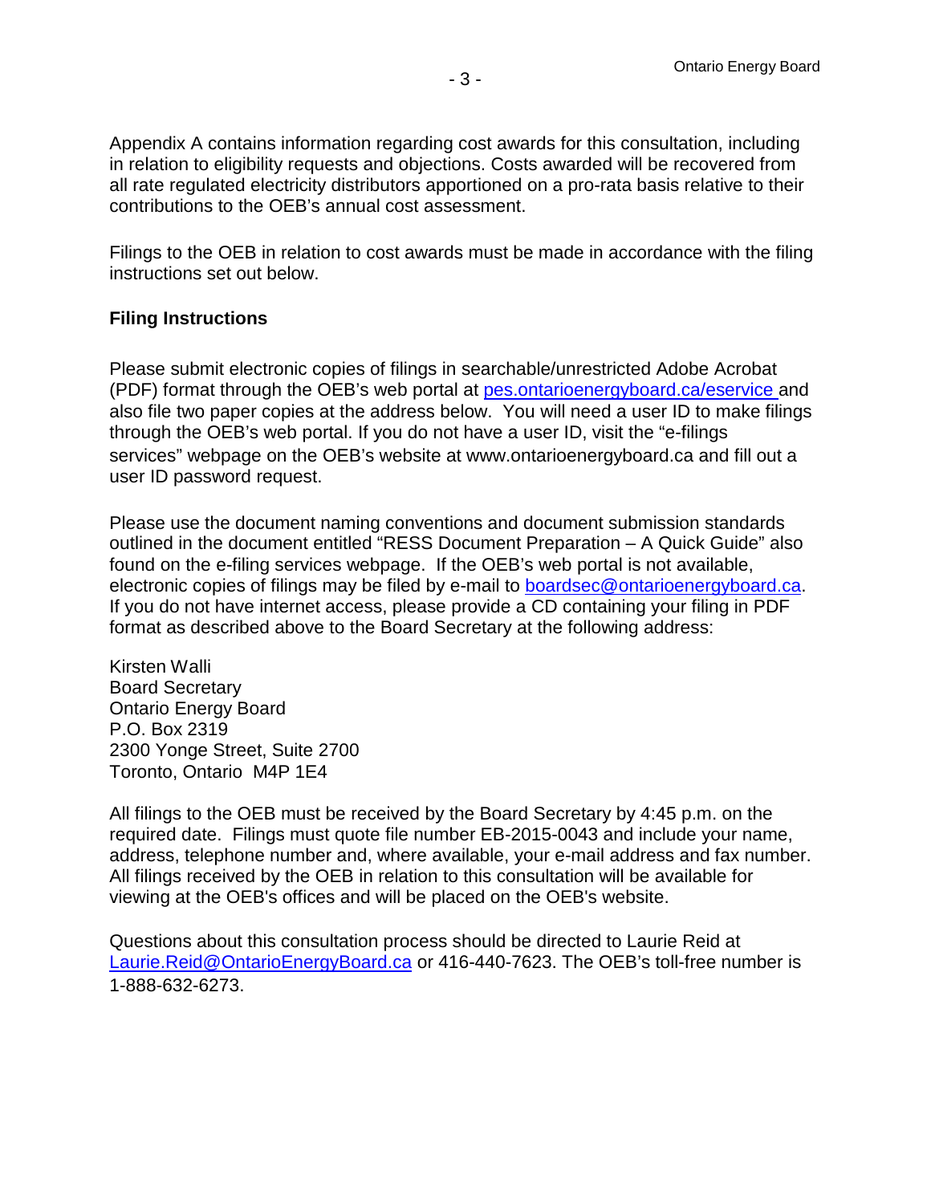Appendix A contains information regarding cost awards for this consultation, including in relation to eligibility requests and objections. Costs awarded will be recovered from all rate regulated electricity distributors apportioned on a pro-rata basis relative to their contributions to the OEB's annual cost assessment.

Filings to the OEB in relation to cost awards must be made in accordance with the filing instructions set out below.

**Filing Instructions**

Please submit electronic copies of filings in searchable/unrestricted Adobe Acrobat (PDF) format through the OEB's web portal at pes.ontarioenergyboard.ca/eservice and also file two paper copies at the address below. You will need a user ID to make filings through the OEB's web portal. If you do not have a user ID, visit the "e-filings services" webpage on the OEB's website at www.ontarioenergyboard.ca and fill out a user ID password request.

Please use the document naming conventions and document submission standards outlined in the document entitled "RESS Document Preparation – A Quick Guide" also found on the e-filing services webpage. If the OEB's web portal is not available, electronic copies of filings may be filed by e-mail to boardsec@ontarioenergyboard.ca. If you do not have internet access, please provide a CD containing your filing in PDF format as described above to the Board Secretary at the following address:

Kirsten Walli
Board Secretary
Ontario Energy Board
P.O. Box 2319
2300 Yonge Street, Suite 2700
Toronto, Ontario M4P 1E4

All filings to the OEB must be received by the Board Secretary by 4:45 p.m. on the required date. Filings must quote file number EB-2015-0043 and include your name, address, telephone number and, where available, your e-mail address and fax number. All filings received by the OEB in relation to this consultation will be available for viewing at the OEB's offices and will be placed on the OEB's website.

Questions about this consultation process should be directed to Laurie Reid at Laurie.Reid@OntarioEnergyBoard.ca or 416-440-7623. The OEB's toll-free number is 1-888-632-6273.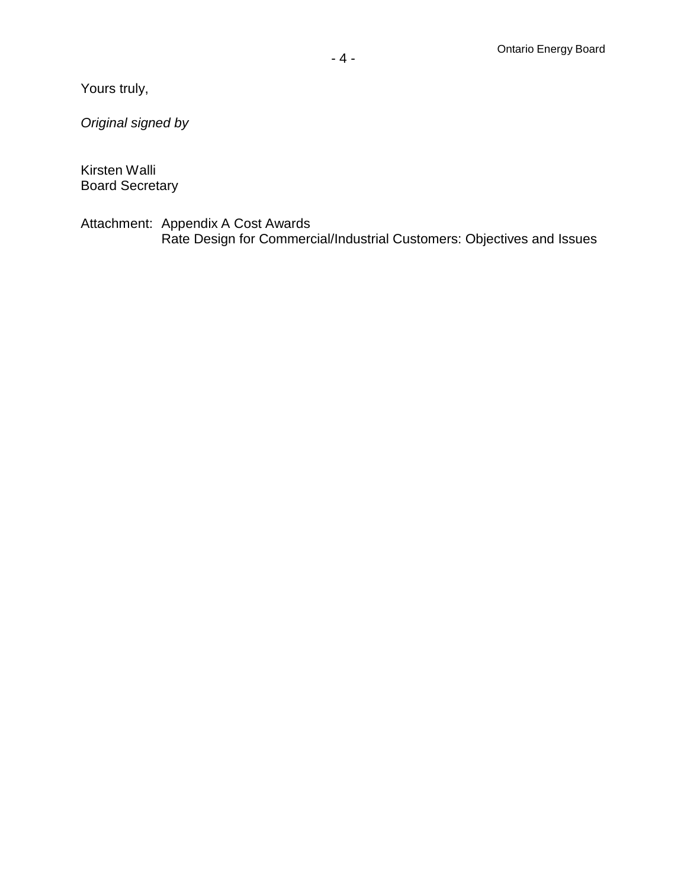Yours truly,

*Original signed by*

Kirsten Walli
Board Secretary

Attachment: Appendix A Cost Awards
Rate Design for Commercial/Industrial Customers: Objectives and Issues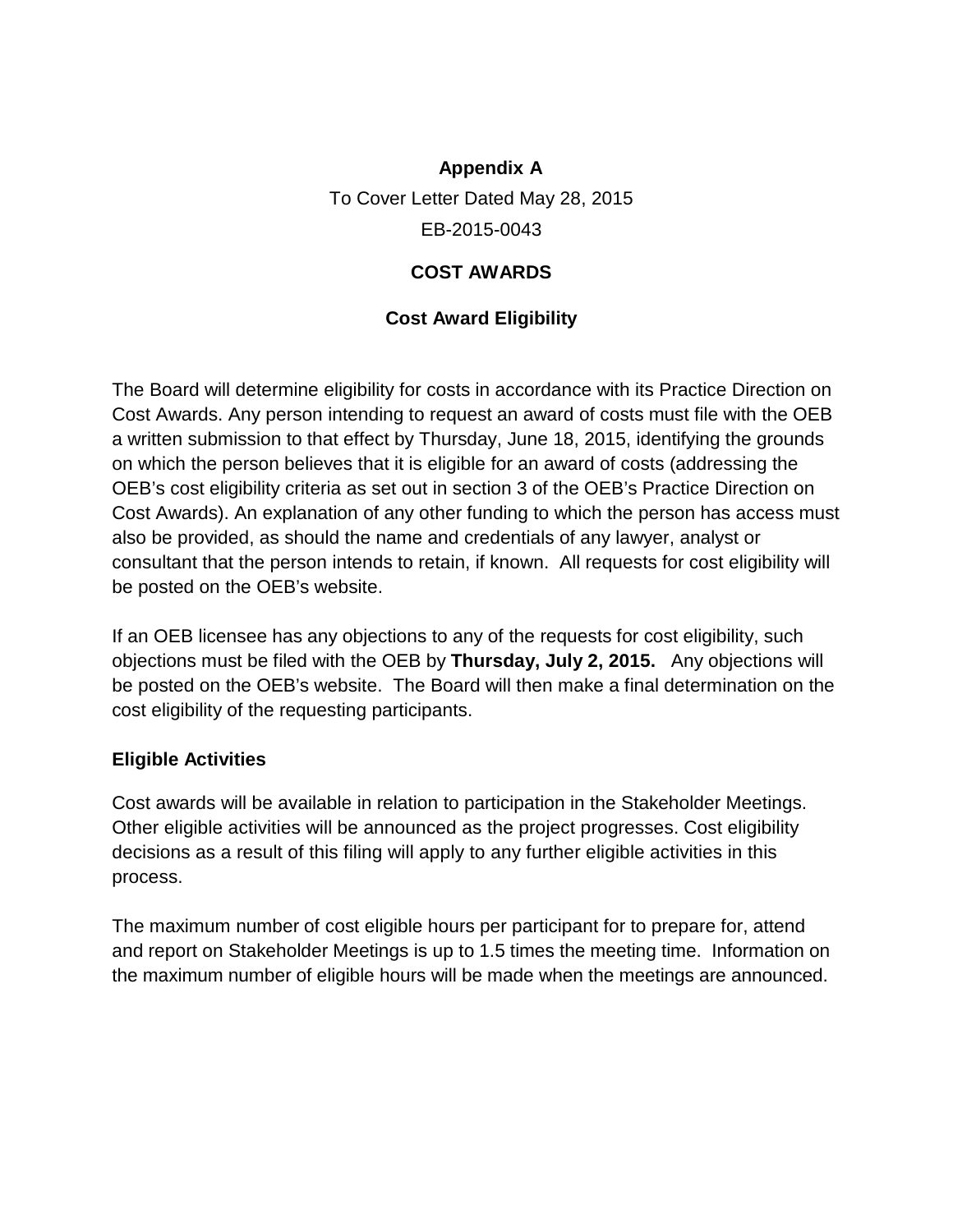**Appendix A**

To Cover Letter Dated May 28, 2015

EB-2015-0043

**COST AWARDS**

**Cost Award Eligibility**

The Board will determine eligibility for costs in accordance with its Practice Direction on Cost Awards. Any person intending to request an award of costs must file with the OEB a written submission to that effect by Thursday, June 18, 2015, identifying the grounds on which the person believes that it is eligible for an award of costs (addressing the OEB's cost eligibility criteria as set out in section 3 of the OEB's Practice Direction on Cost Awards). An explanation of any other funding to which the person has access must also be provided, as should the name and credentials of any lawyer, analyst or consultant that the person intends to retain, if known. All requests for cost eligibility will be posted on the OEB's website.

If an OEB licensee has any objections to any of the requests for cost eligibility, such objections must be filed with the OEB by **Thursday, July 2, 2015.** Any objections will be posted on the OEB's website. The Board will then make a final determination on the cost eligibility of the requesting participants.

**Eligible Activities**

Cost awards will be available in relation to participation in the Stakeholder Meetings. Other eligible activities will be announced as the project progresses. Cost eligibility decisions as a result of this filing will apply to any further eligible activities in this process.

The maximum number of cost eligible hours per participant for to prepare for, attend and report on Stakeholder Meetings is up to 1.5 times the meeting time. Information on the maximum number of eligible hours will be made when the meetings are announced.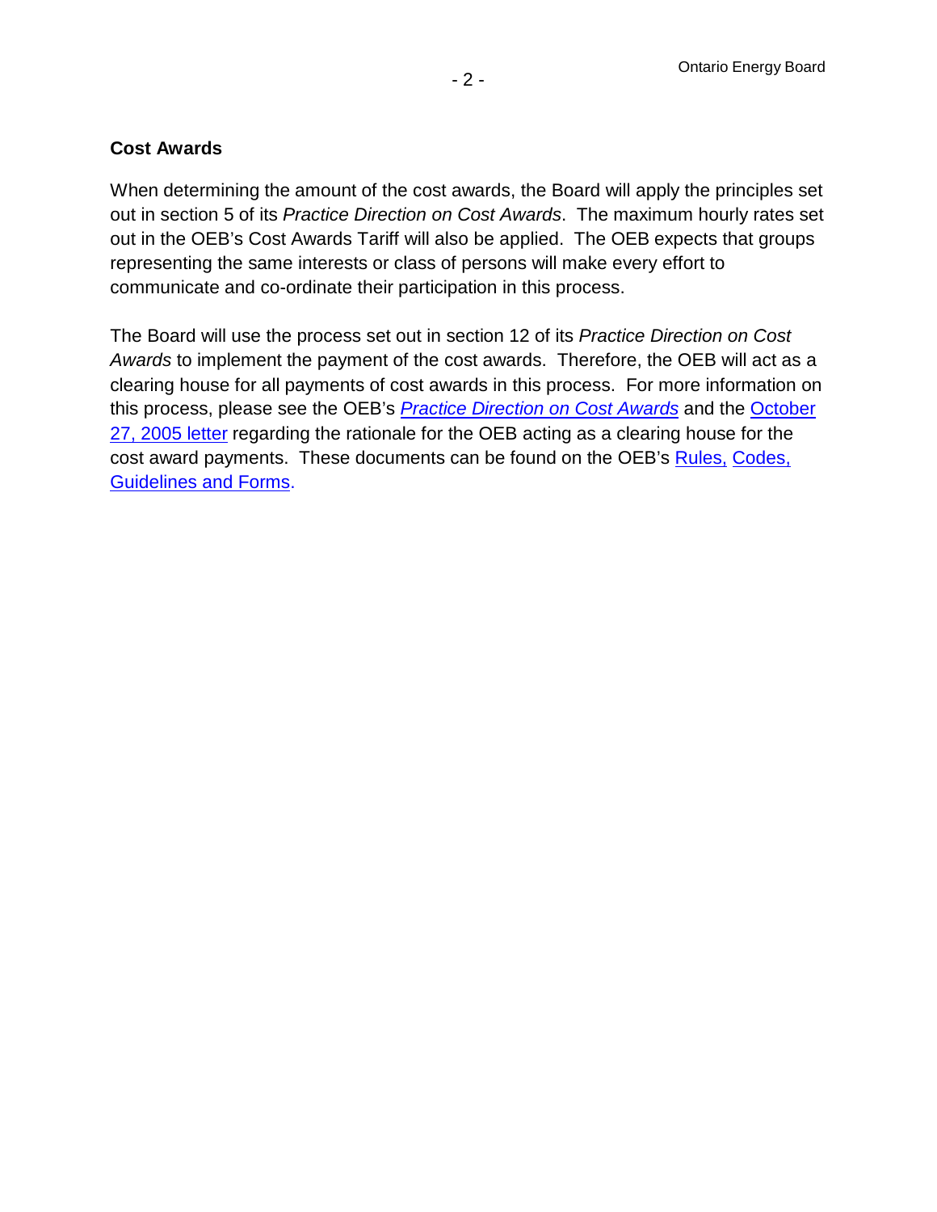## Cost Awards

When determining the amount of the cost awards, the Board will apply the principles set out in section 5 of its *Practice Direction on Cost Awards*. The maximum hourly rates set out in the OEB's Cost Awards Tariff will also be applied. The OEB expects that groups representing the same interests or class of persons will make every effort to communicate and co-ordinate their participation in this process.

The Board will use the process set out in section 12 of its *Practice Direction on Cost Awards* to implement the payment of the cost awards. Therefore, the OEB will act as a clearing house for all payments of cost awards in this process. For more information on this process, please see the OEB's *Practice Direction on Cost Awards* and the October 27, 2005 letter regarding the rationale for the OEB acting as a clearing house for the cost award payments. These documents can be found on the OEB's Rules, Codes, Guidelines and Forms.